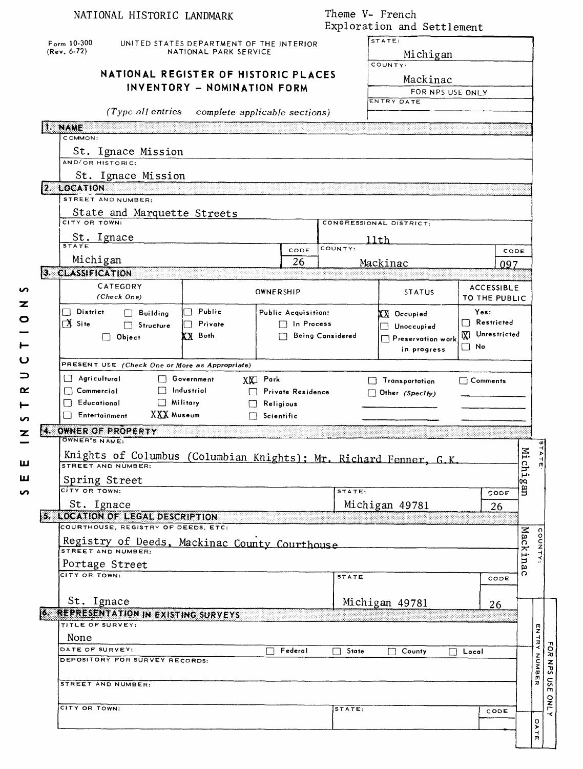NATIONAL HISTORIC LANDMARK

Theme V- French Exploration and Settlement

Form 10-300 (Rev. 6-72)

UNITED STATES DEPARTMENT OF THE INTERIOR
NATIONAL PARK SERVICE

# NATIONAL REGISTER OF HISTORIC PLACES INVENTORY - NOMINATION FORM

*(Type all entries complete applicable sections)*

| STATE: | Michigan |
|---|---|
| COUNTY: | Mackinac |
| FOR NPS USE ONLY | |
| ENTRY DATE | |

## 1. NAME

COMMON: St. Ignace Mission

AND/OR HISTORIC: St. Ignace Mission

## 2. LOCATION

STREET AND NUMBER: State and Marquette Streets

CITY OR TOWN: St. Ignace

CONGRESSIONAL DISTRICT: 11th

| STATE | CODE | COUNTY | CODE |
|---|---|---|---|
| Michigan | 26 | Mackinac | 097 |

## 3. CLASSIFICATION

| CATEGORY (Check One) | OWNERSHIP | | STATUS | ACCESSIBLE TO THE PUBLIC |
|---|---|---|---|---|
| ☐ District ☐ Building ☒ Site ☐ Structure ☐ Object | ☐ Public ☐ Private ☒ Both | Public Acquisition: ☐ In Process ☐ Being Considered | ☒ Occupied ☐ Unoccupied ☐ Preservation work in progress | Yes: ☐ Restricted ☒ Unrestricted ☐ No |

PRESENT USE (Check One or More as Appropriate)

| | | | | |
|---|---|---|---|---|
| ☐ Agricultural | ☐ Government | ☒ Park | ☐ Transportation | ☐ Comments |
| ☐ Commercial | ☐ Industrial | ☐ Private Residence | ☐ Other (Specify) | |
| ☐ Educational | ☐ Military | ☐ Religious | | |
| ☐ Entertainment | ☒ Museum | ☐ Scientific | | |

## 4. OWNER OF PROPERTY

OWNER'S NAME: Knights of Columbus (Columbian Knights); Mr. Richard Fenner, G.K.

STREET AND NUMBER: Spring Street

| CITY OR TOWN: | STATE: | CODE |
|---|---|---|
| St. Ignace | Michigan 49781 | 26 |

STATE: Michigan

## 5. LOCATION OF LEGAL DESCRIPTION

COURTHOUSE, REGISTRY OF DEEDS, ETC: Registry of Deeds, Mackinac County Courthouse

STREET AND NUMBER: Portage Street

| CITY OR TOWN: | STATE | CODE |
|---|---|---|
| St. Ignace | Michigan 49781 | 26 |

COUNTY: Mackinac

## 6. REPRESENTATION IN EXISTING SURVEYS

TITLE OF SURVEY: None

DATE OF SURVEY: ☐ Federal ☐ State ☐ County ☐ Local

DEPOSITORY FOR SURVEY RECORDS:

STREET AND NUMBER:

CITY OR TOWN: STATE: CODE

FOR NPS USE ONLY — ENTRY NUMBER — DATE

SEE INSTRUCTIONS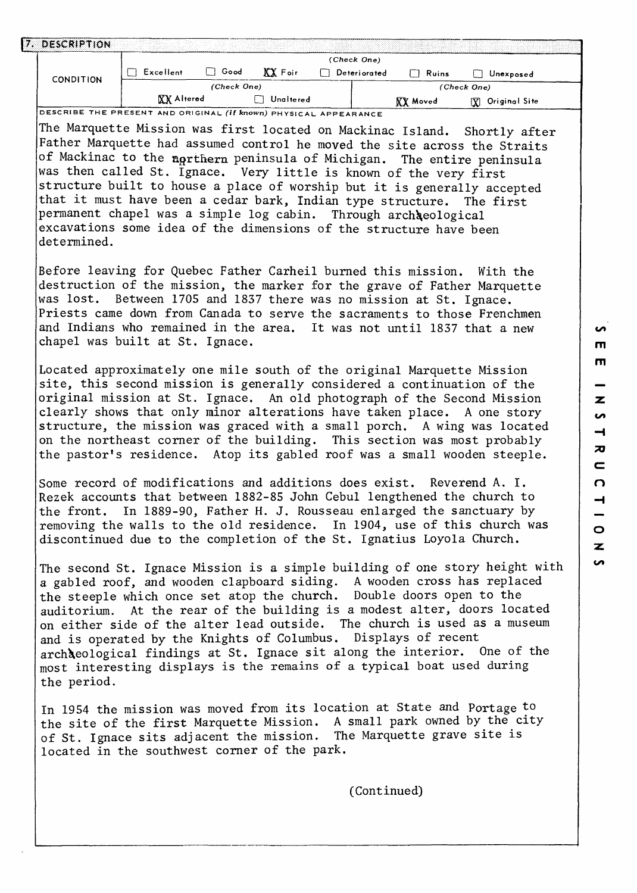## 7. DESCRIPTION

| CONDITION | (Check One) | | | | | |
|---|---|---|---|---|---|---|
| | ☐ Excellent | ☐ Good | XX Fair | ☐ Deteriorated | ☐ Ruins | ☐ Unexposed |
| | (Check One) | | | (Check One) | | |
| | XX Altered | ☐ Unaltered | | XX Moved | | [X] Original Site |

DESCRIBE THE PRESENT AND ORIGINAL *(if known)* PHYSICAL APPEARANCE

The Marquette Mission was first located on Mackinac Island. Shortly after Father Marquette had assumed control he moved the site across the Straits of Mackinac to the northern peninsula of Michigan. The entire peninsula was then called St. Ignace. Very little is known of the very first structure built to house a place of worship but it is generally accepted that it must have been a cedar bark, Indian type structure. The first permanent chapel was a simple log cabin. Through archaeological excavations some idea of the dimensions of the structure have been determined.

Before leaving for Quebec Father Carheil burned this mission. With the destruction of the mission, the marker for the grave of Father Marquette was lost. Between 1705 and 1837 there was no mission at St. Ignace. Priests came down from Canada to serve the sacraments to those Frenchmen and Indians who remained in the area. It was not until 1837 that a new chapel was built at St. Ignace.

Located approximately one mile south of the original Marquette Mission site, this second mission is generally considered a continuation of the original mission at St. Ignace. An old photograph of the Second Mission clearly shows that only minor alterations have taken place. A one story structure, the mission was graced with a small porch. A wing was located on the northeast corner of the building. This section was most probably the pastor's residence. Atop its gabled roof was a small wooden steeple.

Some record of modifications and additions does exist. Reverend A. I. Rezek accounts that between 1882-85 John Cebul lengthened the church to the front. In 1889-90, Father H. J. Rousseau enlarged the sanctuary by removing the walls to the old residence. In 1904, use of this church was discontinued due to the completion of the St. Ignatius Loyola Church.

The second St. Ignace Mission is a simple building of one story height with a gabled roof, and wooden clapboard siding. A wooden cross has replaced the steeple which once set atop the church. Double doors open to the auditorium. At the rear of the building is a modest alter, doors located on either side of the alter lead outside. The church is used as a museum and is operated by the Knights of Columbus. Displays of recent archaeological findings at St. Ignace sit along the interior. One of the most interesting displays is the remains of a typical boat used during the period.

In 1954 the mission was moved from its location at State and Portage to the site of the first Marquette Mission. A small park owned by the city of St. Ignace sits adjacent the mission. The Marquette grave site is located in the southwest corner of the park.

(Continued)

SEE INSTRUCTIONS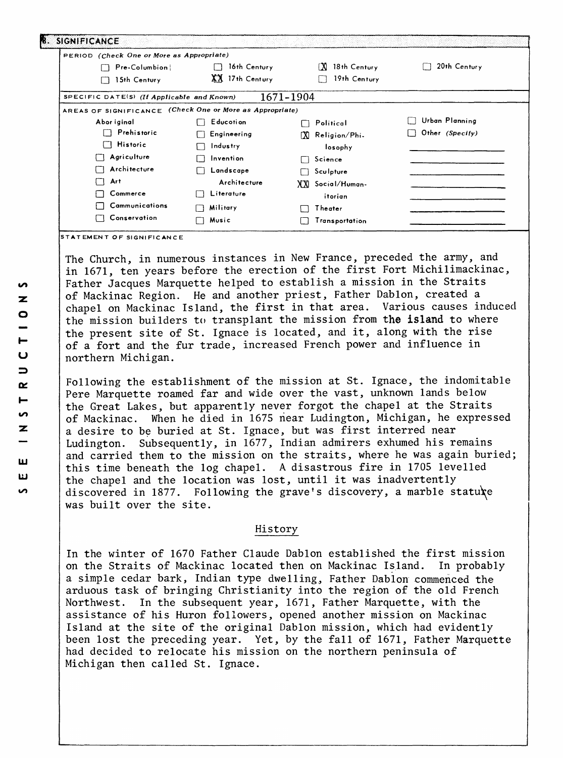## 8. SIGNIFICANCE

PERIOD *(Check One or More as Appropriate)*

- [ ] Pre-Columbian
- [ ] 15th Century
- [ ] 16th Century
- [X] 17th Century
- [X] 18th Century
- [ ] 19th Century
- [ ] 20th Century

SPECIFIC DATE(S) *(If Applicable and Known)* 1671-1904

AREAS OF SIGNIFICANCE *(Check One or More as Appropriate)*

- Aboriginal
  - [ ] Prehistoric
  - [ ] Historic
- [ ] Agriculture
- [ ] Architecture
- [ ] Art
- [ ] Commerce
- [ ] Communications
- [ ] Conservation
- [ ] Education
- [ ] Engineering
- [ ] Industry
- [ ] Invention
- [ ] Landscape Architecture
- [ ] Literature
- [ ] Military
- [ ] Music
- [ ] Political
- [X] Religion/Philosophy
- [ ] Science
- [ ] Sculpture
- [X] Social/Humanitarian
- [ ] Theater
- [ ] Transportation
- [ ] Urban Planning
- [ ] Other *(Specify)*

STATEMENT OF SIGNIFICANCE

The Church, in numerous instances in New France, preceded the army, and in 1671, ten years before the erection of the first Fort Michilimackinac, Father Jacques Marquette helped to establish a mission in the Straits of Mackinac Region. He and another priest, Father Dablon, created a chapel on Mackinac Island, the first in that area. Various causes induced the mission builders to transplant the mission from the island to where the present site of St. Ignace is located, and it, along with the rise of a fort and the fur trade, increased French power and influence in northern Michigan.

Following the establishment of the mission at St. Ignace, the indomitable Pere Marquette roamed far and wide over the vast, unknown lands below the Great Lakes, but apparently never forgot the chapel at the Straits of Mackinac. When he died in 1675 near Ludington, Michigan, he expressed a desire to be buried at St. Ignace, but was first interred near Ludington. Subsequently, in 1677, Indian admirers exhumed his remains and carried them to the mission on the straits, where he was again buried; this time beneath the log chapel. A disastrous fire in 1705 levelled the chapel and the location was lost, until it was inadvertently discovered in 1877. Following the grave's discovery, a marble statue was built over the site.

### History

In the winter of 1670 Father Claude Dablon established the first mission on the Straits of Mackinac located then on Mackinac Island. In probably a simple cedar bark, Indian type dwelling, Father Dablon commenced the arduous task of bringing Christianity into the region of the old French Northwest. In the subsequent year, 1671, Father Marquette, with the assistance of his Huron followers, opened another mission on Mackinac Island at the site of the original Dablon mission, which had evidently been lost the preceding year. Yet, by the fall of 1671, Father Marquette had decided to relocate his mission on the northern peninsula of Michigan then called St. Ignace.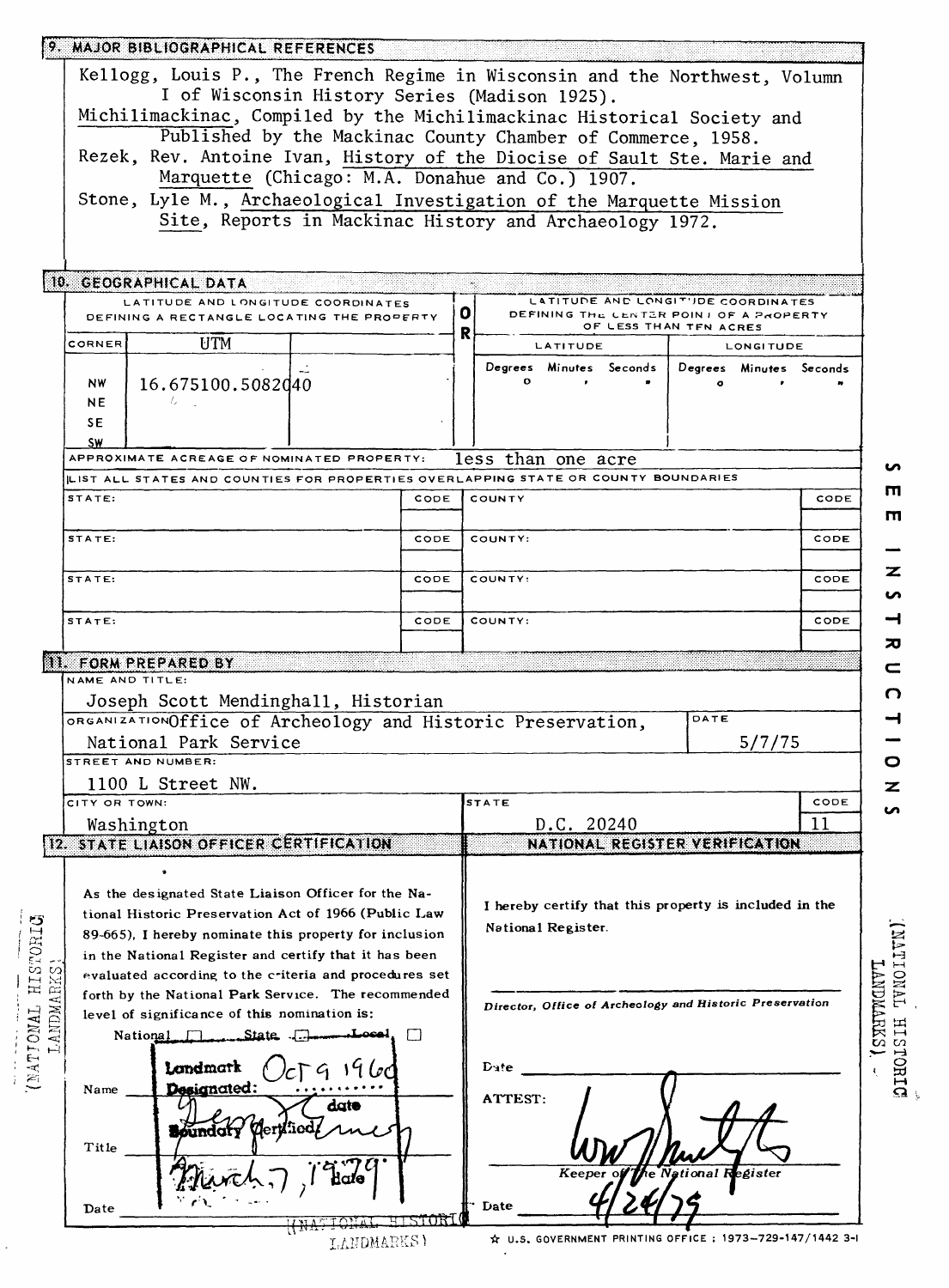## 9. MAJOR BIBLIOGRAPHICAL REFERENCES

Kellogg, Louis P., The French Regime in Wisconsin and the Northwest, Volumn I of Wisconsin History Series (Madison 1925).

Michilimackinac, Compiled by the Michilimackinac Historical Society and Published by the Mackinac County Chamber of Commerce, 1958.

Rezek, Rev. Antoine Ivan, History of the Diocise of Sault Ste. Marie and Marquette (Chicago: M.A. Donahue and Co.) 1907.

Stone, Lyle M., Archaeological Investigation of the Marquette Mission Site, Reports in Mackinac History and Archaeology 1972.

## 10. GEOGRAPHICAL DATA

| LATITUDE AND LONGITUDE COORDINATES DEFINING A RECTANGLE LOCATING THE PROPERTY | | | OR | LATITUDE AND LONGITUDE COORDINATES DEFINING THE CENTER POINT OF A PROPERTY OF LESS THAN TEN ACRES | |
|---|---|---|---|---|---|
| CORNER | UTM | | | LATITUDE | LONGITUDE |
| | | | | Degrees Minutes Seconds | Degrees Minutes Seconds |
| NW | 16.675100.5082040 | | | ° ' " | ° ' " |
| NE | | | | | |
| SE | | | | | |
| SW | | | | | |

APPROXIMATE ACREAGE OF NOMINATED PROPERTY: less than one acre

LIST ALL STATES AND COUNTIES FOR PROPERTIES OVERLAPPING STATE OR COUNTY BOUNDARIES

| STATE: | CODE | COUNTY | CODE |
|---|---|---|---|
| STATE: | CODE | COUNTY: | CODE |
| STATE: | CODE | COUNTY: | CODE |
| STATE: | CODE | COUNTY: | CODE |

## 11. FORM PREPARED BY

NAME AND TITLE:
Joseph Scott Mendinghall, Historian

ORGANIZATION: Office of Archeology and Historic Preservation, National Park Service

DATE: 5/7/75

STREET AND NUMBER:
1100 L Street NW.

CITY OR TOWN: Washington

STATE: D.C. 20240

CODE: 11

## 12. STATE LIAISON OFFICER CERTIFICATION

As the designated State Liaison Officer for the National Historic Preservation Act of 1966 (Public Law 89-665), I hereby nominate this property for inclusion in the National Register and certify that it has been evaluated according to the criteria and procedures set forth by the National Park Service. The recommended level of significance of this nomination is:

National ☐ State ☐ Local ☐

Name ______

Title ______

Date ______

Landmark Designated: Oct 9 1960 date

Boundary Certified: March 7, 1979 date

(NATIONAL HISTORIC LANDMARKS)

## NATIONAL REGISTER VERIFICATION

I hereby certify that this property is included in the National Register.

Director, Office of Archeology and Historic Preservation

Date ______

ATTEST:

Keeper of the National Register

Date 4/24/79

SEE INSTRUCTIONS

☆ U.S. GOVERNMENT PRINTING OFFICE : 1973-729-147/1442 3-1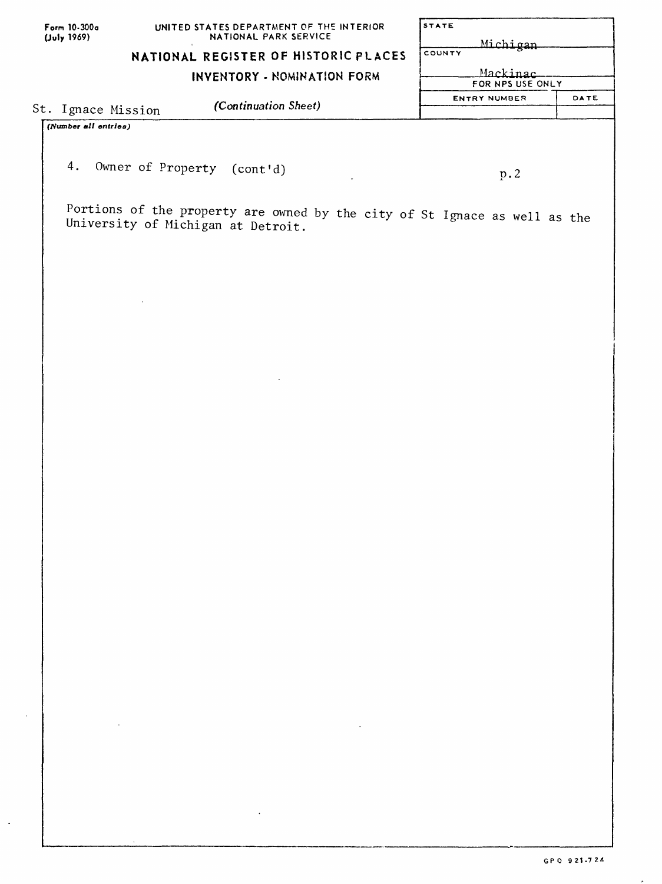Form 10-300a (July 1969)

UNITED STATES DEPARTMENT OF THE INTERIOR
NATIONAL PARK SERVICE

**NATIONAL REGISTER OF HISTORIC PLACES**

**INVENTORY - NOMINATION FORM**

*(Continuation Sheet)*

St. Ignace Mission

| STATE | |
|---|---|
| Michigan | |
| COUNTY | |
| Mackinac | |
| FOR NPS USE ONLY | |
| ENTRY NUMBER | DATE |
| | |

*(Number all entries)*

4. Owner of Property (cont'd)

p.2

Portions of the property are owned by the city of St Ignace as well as the University of Michigan at Detroit.

GPO 921-724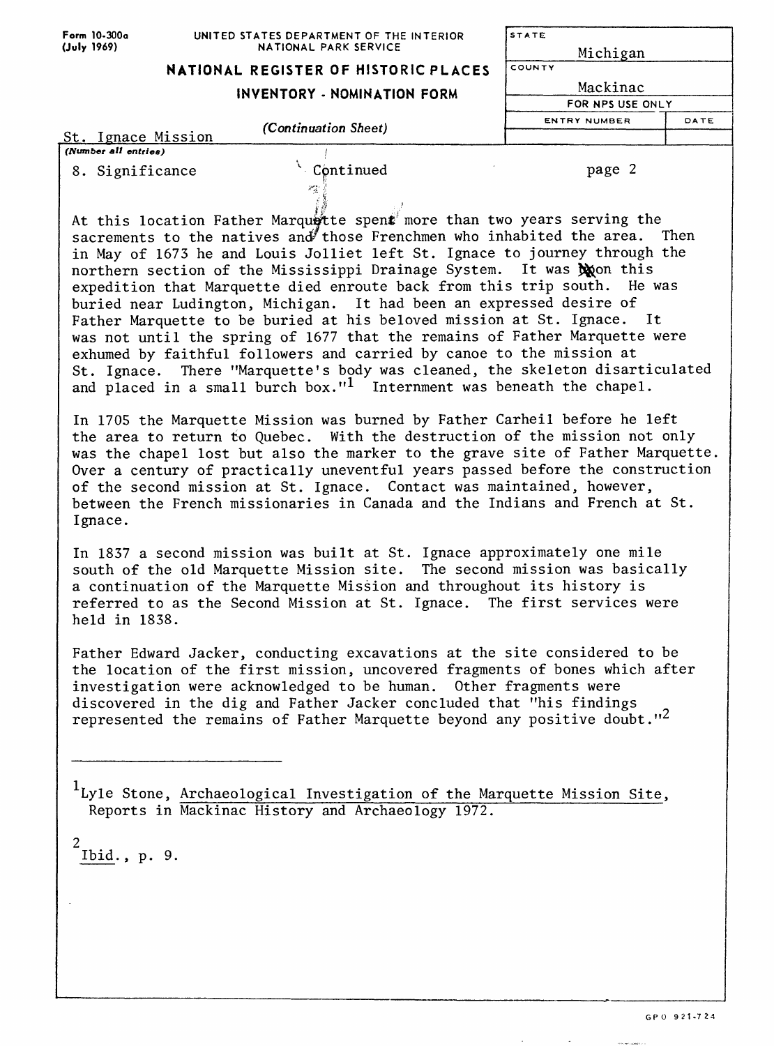Form 10-300a (July 1969)

UNITED STATES DEPARTMENT OF THE INTERIOR
NATIONAL PARK SERVICE

**NATIONAL REGISTER OF HISTORIC PLACES**

**INVENTORY - NOMINATION FORM**

*(Continuation Sheet)*

| STATE | |
|---|---|
| Michigan | |
| COUNTY | |
| Mackinac | |
| FOR NPS USE ONLY | |
| ENTRY NUMBER | DATE |
| | |

St. Ignace Mission
*(Number all entries)*

8. Significance — Continued — page 2

At this location Father Marquette spent more than two years serving the sacrements to the natives and those Frenchmen who inhabited the area. Then in May of 1673 he and Louis Jolliet left St. Ignace to journey through the northern section of the Mississippi Drainage System. It was on this expedition that Marquette died enroute back from this trip south. He was buried near Ludington, Michigan. It had been an expressed desire of Father Marquette to be buried at his beloved mission at St. Ignace. It was not until the spring of 1677 that the remains of Father Marquette were exhumed by faithful followers and carried by canoe to the mission at St. Ignace. There "Marquette's body was cleaned, the skeleton disarticulated and placed in a small burch box."[1] Internment was beneath the chapel.

In 1705 the Marquette Mission was burned by Father Carheil before he left the area to return to Quebec. With the destruction of the mission not only was the chapel lost but also the marker to the grave site of Father Marquette. Over a century of practically uneventful years passed before the construction of the second mission at St. Ignace. Contact was maintained, however, between the French missionaries in Canada and the Indians and French at St. Ignace.

In 1837 a second mission was built at St. Ignace approximately one mile south of the old Marquette Mission site. The second mission was basically a continuation of the Marquette Mission and throughout its history is referred to as the Second Mission at St. Ignace. The first services were held in 1838.

Father Edward Jacker, conducting excavations at the site considered to be the location of the first mission, uncovered fragments of bones which after investigation were acknowledged to be human. Other fragments were discovered in the dig and Father Jacker concluded that "his findings represented the remains of Father Marquette beyond any positive doubt."[2]

---

[1] Lyle Stone, Archaeological Investigation of the Marquette Mission Site, Reports in Mackinac History and Archaeology 1972.

[2] Ibid., p. 9.

GPO 921-724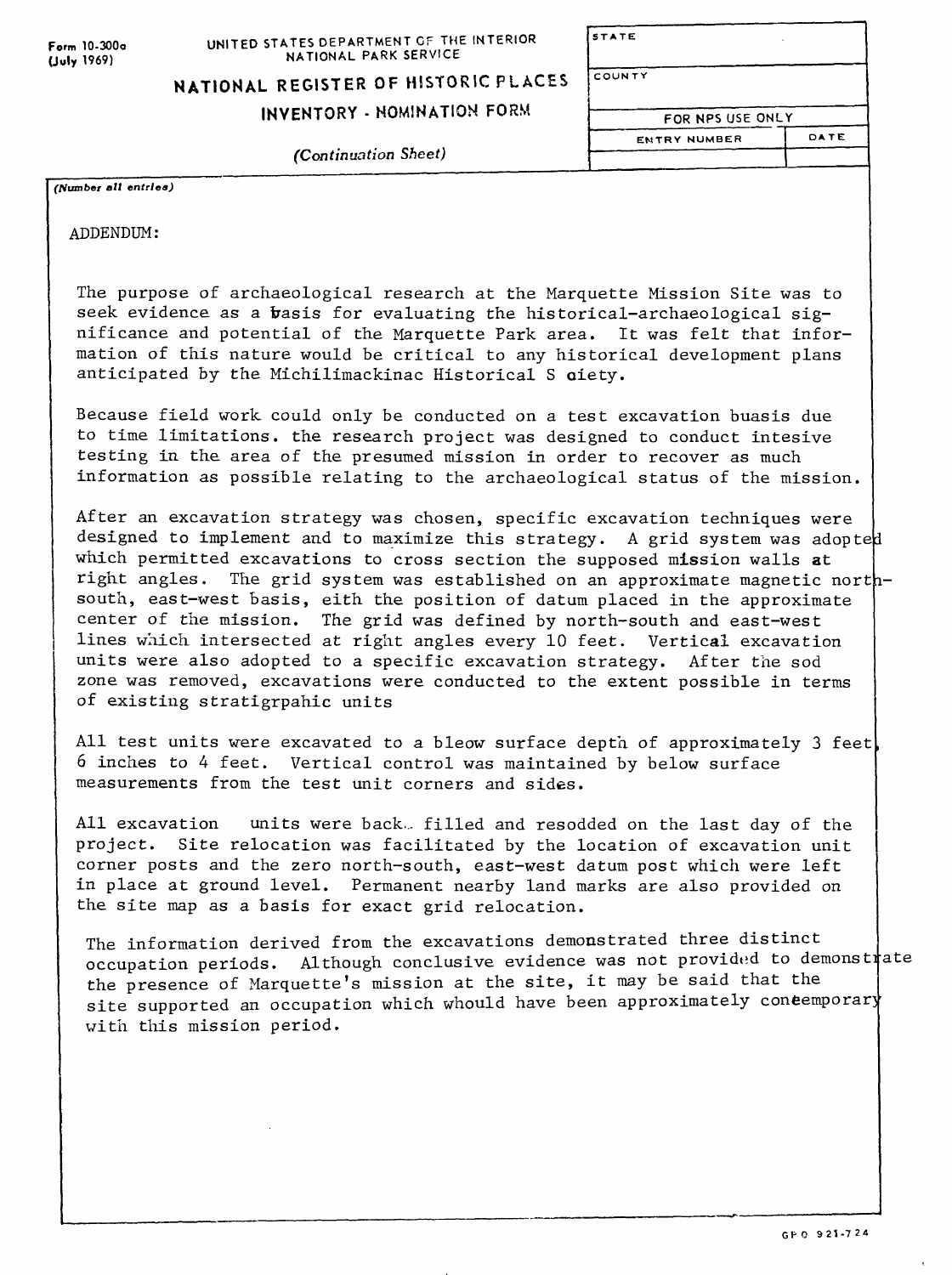Form 10-300a
(July 1969)

UNITED STATES DEPARTMENT OF THE INTERIOR
NATIONAL PARK SERVICE

**NATIONAL REGISTER OF HISTORIC PLACES**

**INVENTORY - NOMINATION FORM**

*(Continuation Sheet)*

| STATE | |
|---|---|
| COUNTY | |
| FOR NPS USE ONLY | |
| ENTRY NUMBER | DATE |
| | |

*(Number all entries)*

ADDENDUM:

The purpose of archaeological research at the Marquette Mission Site was to seek evidence as a basis for evaluating the historical-archaeological significance and potential of the Marquette Park area. It was felt that information of this nature would be critical to any historical development plans anticipated by the Michilimackinac Historical S oiety.

Because field work could only be conducted on a test excavation buasis due to time limitations. the research project was designed to conduct intesive testing in the area of the presumed mission in order to recover as much information as possible relating to the archaeological status of the mission.

After an excavation strategy was chosen, specific excavation techniques were designed to implement and to maximize this strategy. A grid system was adopted which permitted excavations to cross section the supposed mission walls at right angles. The grid system was established on an approximate magnetic north-south, east-west basis, eith the position of datum placed in the approximate center of the mission. The grid was defined by north-south and east-west lines which intersected at right angles every 10 feet. Vertical excavation units were also adopted to a specific excavation strategy. After the sod zone was removed, excavations were conducted to the extent possible in terms of existing stratigrpahic units

All test units were excavated to a bleow surface depth of approximately 3 feet, 6 inches to 4 feet. Vertical control was maintained by below surface measurements from the test unit corners and sides.

All excavation units were back filled and resodded on the last day of the project. Site relocation was facilitated by the location of excavation unit corner posts and the zero north-south, east-west datum post which were left in place at ground level. Permanent nearby land marks are also provided on the site map as a basis for exact grid relocation.

The information derived from the excavations demonstrated three distinct occupation periods. Although conclusive evidence was not provided to demonstrate the presence of Marquette's mission at the site, it may be said that the site supported an occupation which whould have been approximately contemporary with this mission period.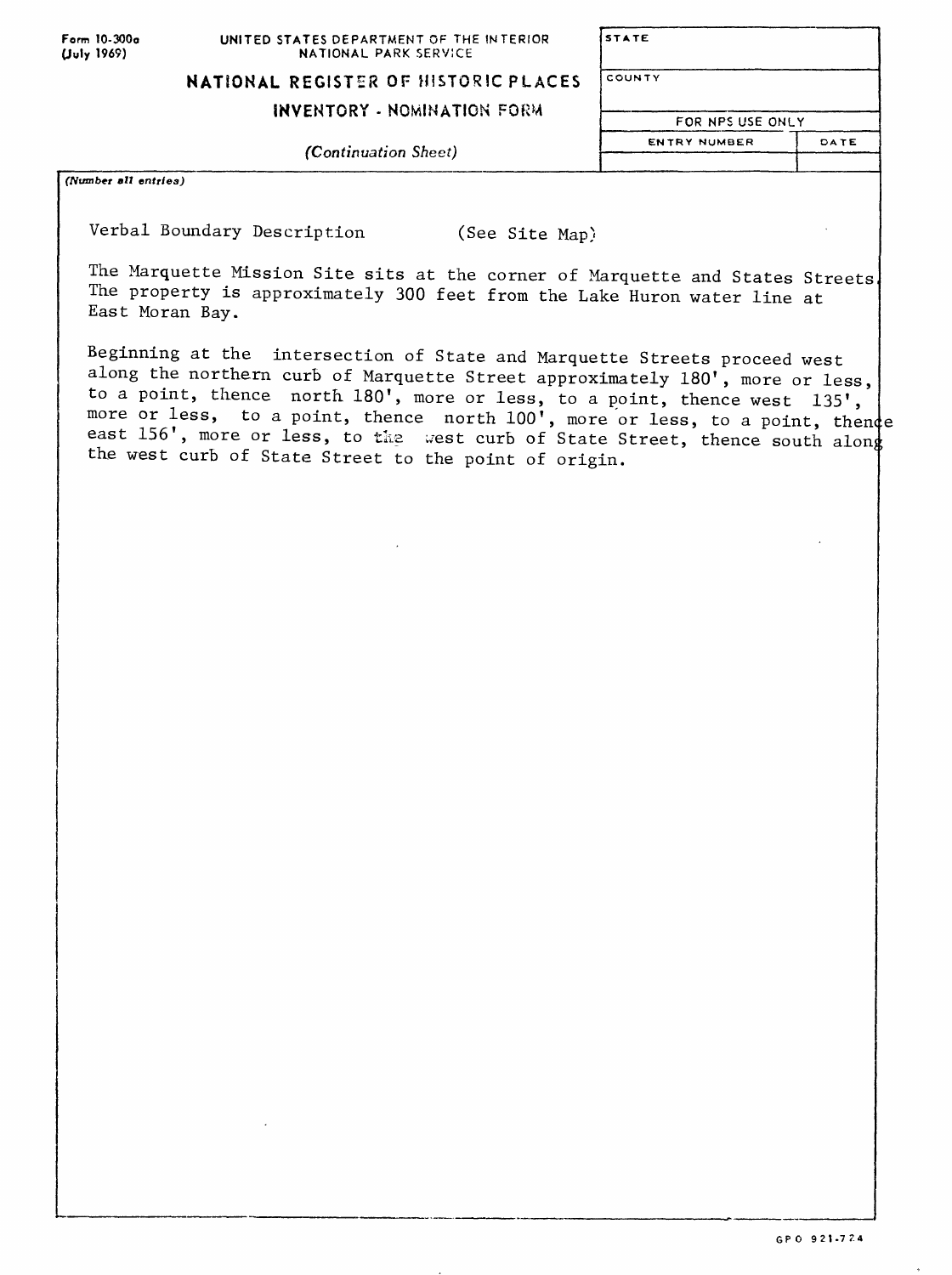Form 10-300a (July 1969)

UNITED STATES DEPARTMENT OF THE INTERIOR
NATIONAL PARK SERVICE

**NATIONAL REGISTER OF HISTORIC PLACES**

**INVENTORY - NOMINATION FORM**

*(Continuation Sheet)*

| STATE | |
|---|---|
| COUNTY | |
| FOR NPS USE ONLY | |
| ENTRY NUMBER | DATE |
| | |

*(Number all entries)*

Verbal Boundary Description (See Site Map)

The Marquette Mission Site sits at the corner of Marquette and States Streets. The property is approximately 300 feet from the Lake Huron water line at East Moran Bay.

Beginning at the intersection of State and Marquette Streets proceed west along the northern curb of Marquette Street approximately 180', more or less, to a point, thence north 180', more or less, to a point, thence west 135', more or less, to a point, thence north 100', more or less, to a point, thence east 156', more or less, to the west curb of State Street, thence south along the west curb of State Street to the point of origin.

GPO 921-724